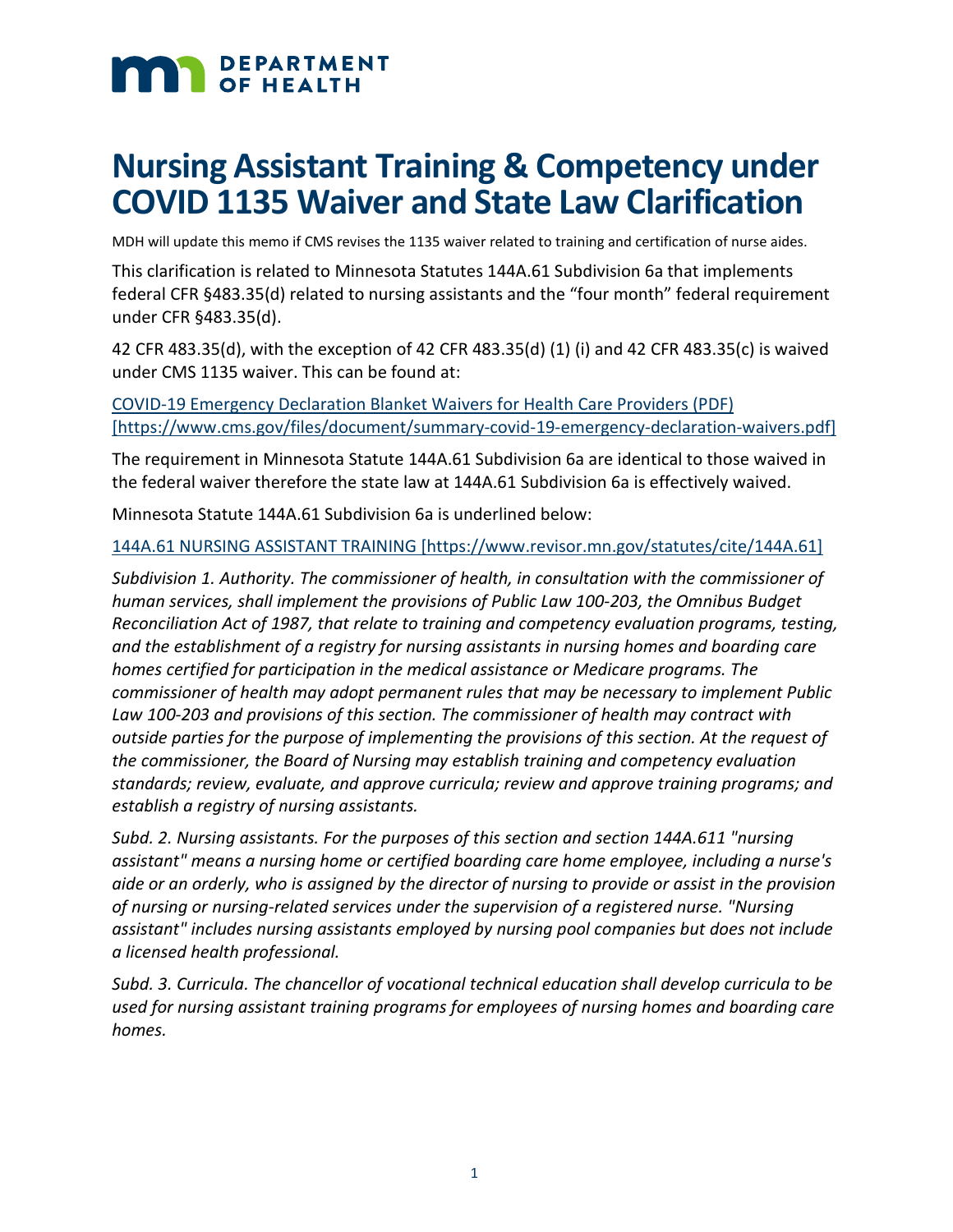# Nursing Assistant Training & Competency under COVID 1135 Waiver and State Law Clarification

MDH will update this memo if CMS revises the 1135 waiver related to training and certification of nurse aides.

This clarification is related to Minnesota Statutes 144A.61 Subdivision 6a that implements federal CFR §483.35(d) related to nursing assistants and the "four month" federal requirement under CFR §483.35(d).

42 CFR 483.35(d), with the exception of 42 CFR 483.35(d) (1) (i) and 42 CFR 483.35(c) is waived under CMS 1135 waiver. This can be found at:

[COVID-19 Emergency Declaration Blanket Waivers for Health Care Providers (PDF) [https://www.cms.gov/files/document/summary-covid-19-emergency-declaration-waivers.pdf]](https://www.cms.gov/files/document/summary-covid-19-emergency-declaration-waivers.pdf)

The requirement in Minnesota Statute 144A.61 Subdivision 6a are identical to those waived in the federal waiver therefore the state law at 144A.61 Subdivision 6a is effectively waived.

Minnesota Statute 144A.61 Subdivision 6a is underlined below:

[144A.61 NURSING ASSISTANT TRAINING [https://www.revisor.mn.gov/statutes/cite/144A.61]](https://www.revisor.mn.gov/statutes/cite/144A.61)

*Subdivision 1. Authority. The commissioner of health, in consultation with the commissioner of human services, shall implement the provisions of Public Law 100-203, the Omnibus Budget Reconciliation Act of 1987, that relate to training and competency evaluation programs, testing, and the establishment of a registry for nursing assistants in nursing homes and boarding care homes certified for participation in the medical assistance or Medicare programs. The commissioner of health may adopt permanent rules that may be necessary to implement Public Law 100-203 and provisions of this section. The commissioner of health may contract with outside parties for the purpose of implementing the provisions of this section. At the request of the commissioner, the Board of Nursing may establish training and competency evaluation standards; review, evaluate, and approve curricula; review and approve training programs; and establish a registry of nursing assistants.*

*Subd. 2. Nursing assistants. For the purposes of this section and section 144A.611 "nursing assistant" means a nursing home or certified boarding care home employee, including a nurse's aide or an orderly, who is assigned by the director of nursing to provide or assist in the provision of nursing or nursing-related services under the supervision of a registered nurse. "Nursing assistant" includes nursing assistants employed by nursing pool companies but does not include a licensed health professional.*

*Subd. 3. Curricula. The chancellor of vocational technical education shall develop curricula to be used for nursing assistant training programs for employees of nursing homes and boarding care homes.*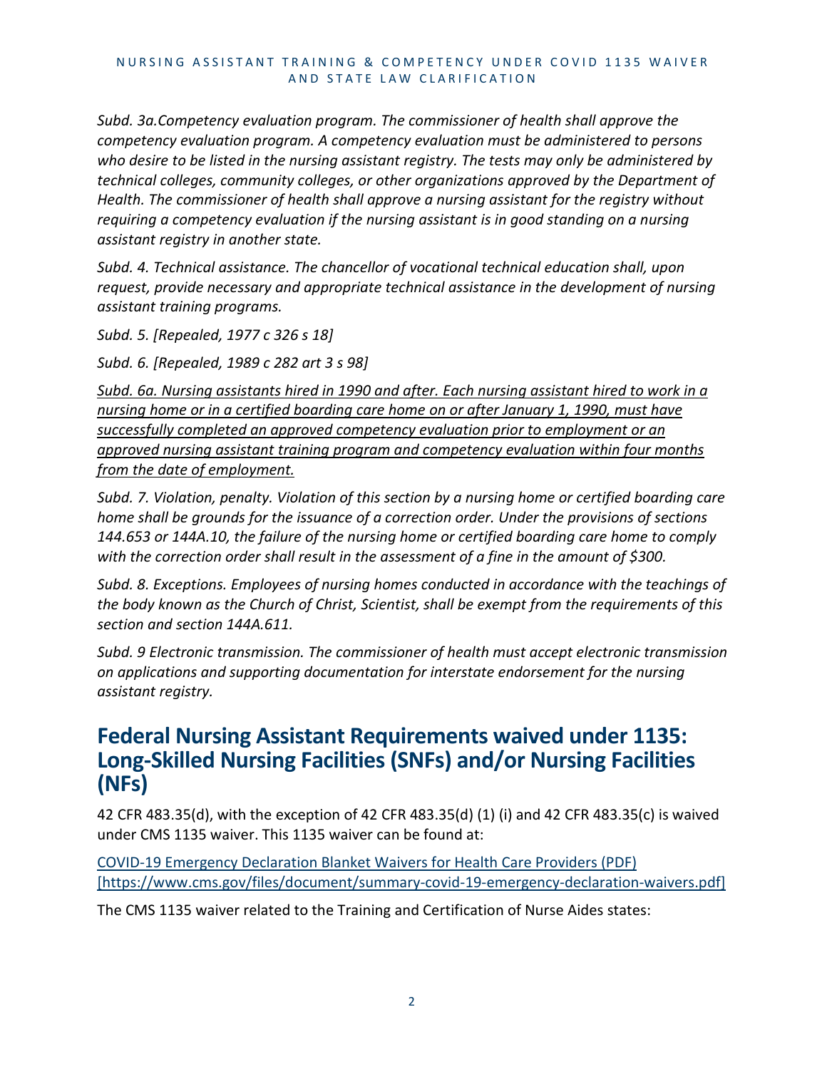*Subd. 3a.Competency evaluation program. The commissioner of health shall approve the competency evaluation program. A competency evaluation must be administered to persons who desire to be listed in the nursing assistant registry. The tests may only be administered by technical colleges, community colleges, or other organizations approved by the Department of Health. The commissioner of health shall approve a nursing assistant for the registry without requiring a competency evaluation if the nursing assistant is in good standing on a nursing assistant registry in another state.*

*Subd. 4. Technical assistance. The chancellor of vocational technical education shall, upon request, provide necessary and appropriate technical assistance in the development of nursing assistant training programs.*

*Subd. 5. [Repealed, 1977 c 326 s 18]*

*Subd. 6. [Repealed, 1989 c 282 art 3 s 98]*

<u>*Subd. 6a. Nursing assistants hired in 1990 and after. Each nursing assistant hired to work in a nursing home or in a certified boarding care home on or after January 1, 1990, must have successfully completed an approved competency evaluation prior to employment or an approved nursing assistant training program and competency evaluation within four months from the date of employment.*</u>

*Subd. 7. Violation, penalty. Violation of this section by a nursing home or certified boarding care home shall be grounds for the issuance of a correction order. Under the provisions of sections 144.653 or 144A.10, the failure of the nursing home or certified boarding care home to comply with the correction order shall result in the assessment of a fine in the amount of $300.*

*Subd. 8. Exceptions. Employees of nursing homes conducted in accordance with the teachings of the body known as the Church of Christ, Scientist, shall be exempt from the requirements of this section and section 144A.611.*

*Subd. 9 Electronic transmission. The commissioner of health must accept electronic transmission on applications and supporting documentation for interstate endorsement for the nursing assistant registry.*

## Federal Nursing Assistant Requirements waived under 1135: Long-Skilled Nursing Facilities (SNFs) and/or Nursing Facilities (NFs)

42 CFR 483.35(d), with the exception of 42 CFR 483.35(d) (1) (i) and 42 CFR 483.35(c) is waived under CMS 1135 waiver. This 1135 waiver can be found at:

[COVID-19 Emergency Declaration Blanket Waivers for Health Care Providers (PDF) [https://www.cms.gov/files/document/summary-covid-19-emergency-declaration-waivers.pdf]](https://www.cms.gov/files/document/summary-covid-19-emergency-declaration-waivers.pdf)

The CMS 1135 waiver related to the Training and Certification of Nurse Aides states: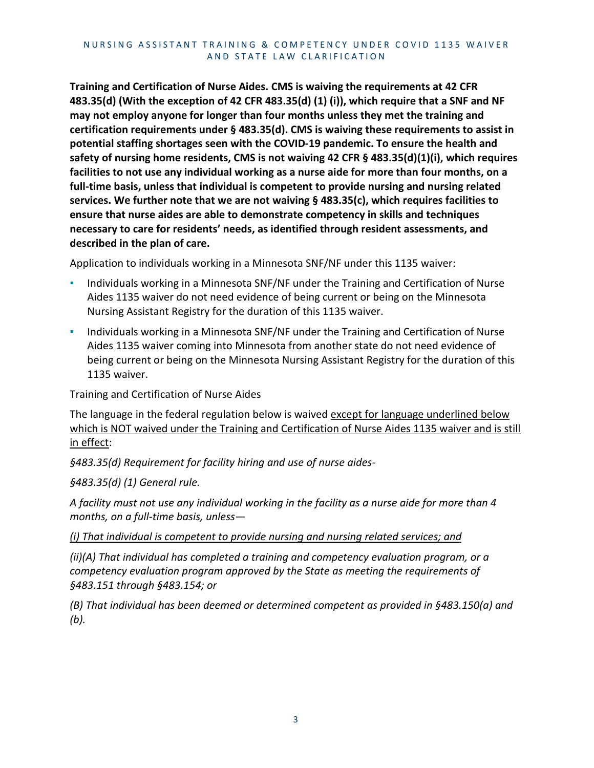**Training and Certification of Nurse Aides. CMS is waiving the requirements at 42 CFR 483.35(d) (With the exception of 42 CFR 483.35(d) (1) (i)), which require that a SNF and NF may not employ anyone for longer than four months unless they met the training and certification requirements under § 483.35(d). CMS is waiving these requirements to assist in potential staffing shortages seen with the COVID-19 pandemic. To ensure the health and safety of nursing home residents, CMS is not waiving 42 CFR § 483.35(d)(1)(i), which requires facilities to not use any individual working as a nurse aide for more than four months, on a full-time basis, unless that individual is competent to provide nursing and nursing related services. We further note that we are not waiving § 483.35(c), which requires facilities to ensure that nurse aides are able to demonstrate competency in skills and techniques necessary to care for residents' needs, as identified through resident assessments, and described in the plan of care.**

Application to individuals working in a Minnesota SNF/NF under this 1135 waiver:

- Individuals working in a Minnesota SNF/NF under the Training and Certification of Nurse Aides 1135 waiver do not need evidence of being current or being on the Minnesota Nursing Assistant Registry for the duration of this 1135 waiver.
- Individuals working in a Minnesota SNF/NF under the Training and Certification of Nurse Aides 1135 waiver coming into Minnesota from another state do not need evidence of being current or being on the Minnesota Nursing Assistant Registry for the duration of this 1135 waiver.

Training and Certification of Nurse Aides

The language in the federal regulation below is waived <u>except for language underlined below which is NOT waived under the Training and Certification of Nurse Aides 1135 waiver and is still in effect</u>:

*§483.35(d) Requirement for facility hiring and use of nurse aides-*

*§483.35(d) (1) General rule.*

*A facility must not use any individual working in the facility as a nurse aide for more than 4 months, on a full-time basis, unless—*

*<u>(i) That individual is competent to provide nursing and nursing related services; and</u>*

*(ii)(A) That individual has completed a training and competency evaluation program, or a competency evaluation program approved by the State as meeting the requirements of §483.151 through §483.154; or*

*(B) That individual has been deemed or determined competent as provided in §483.150(a) and (b).*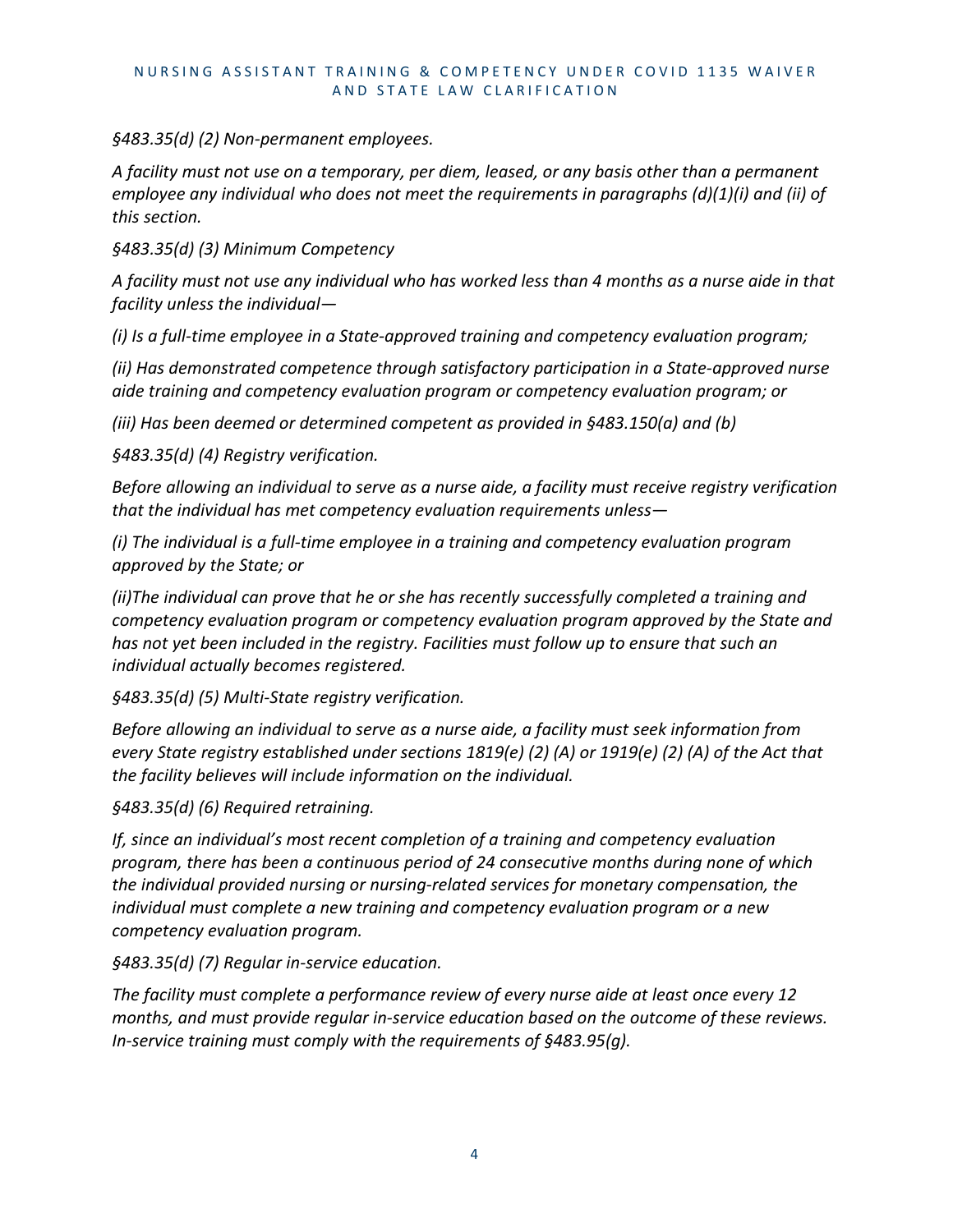*§483.35(d) (2) Non-permanent employees.*

*A facility must not use on a temporary, per diem, leased, or any basis other than a permanent employee any individual who does not meet the requirements in paragraphs (d)(1)(i) and (ii) of this section.*

*§483.35(d) (3) Minimum Competency*

*A facility must not use any individual who has worked less than 4 months as a nurse aide in that facility unless the individual—*

*(i) Is a full-time employee in a State-approved training and competency evaluation program;*

*(ii) Has demonstrated competence through satisfactory participation in a State-approved nurse aide training and competency evaluation program or competency evaluation program; or*

*(iii) Has been deemed or determined competent as provided in §483.150(a) and (b)*

*§483.35(d) (4) Registry verification.*

*Before allowing an individual to serve as a nurse aide, a facility must receive registry verification that the individual has met competency evaluation requirements unless—*

*(i) The individual is a full-time employee in a training and competency evaluation program approved by the State; or*

*(ii)The individual can prove that he or she has recently successfully completed a training and competency evaluation program or competency evaluation program approved by the State and has not yet been included in the registry. Facilities must follow up to ensure that such an individual actually becomes registered.*

*§483.35(d) (5) Multi-State registry verification.*

*Before allowing an individual to serve as a nurse aide, a facility must seek information from every State registry established under sections 1819(e) (2) (A) or 1919(e) (2) (A) of the Act that the facility believes will include information on the individual.*

*§483.35(d) (6) Required retraining.*

*If, since an individual's most recent completion of a training and competency evaluation program, there has been a continuous period of 24 consecutive months during none of which the individual provided nursing or nursing-related services for monetary compensation, the individual must complete a new training and competency evaluation program or a new competency evaluation program.*

*§483.35(d) (7) Regular in-service education.*

*The facility must complete a performance review of every nurse aide at least once every 12 months, and must provide regular in-service education based on the outcome of these reviews. In-service training must comply with the requirements of §483.95(g).*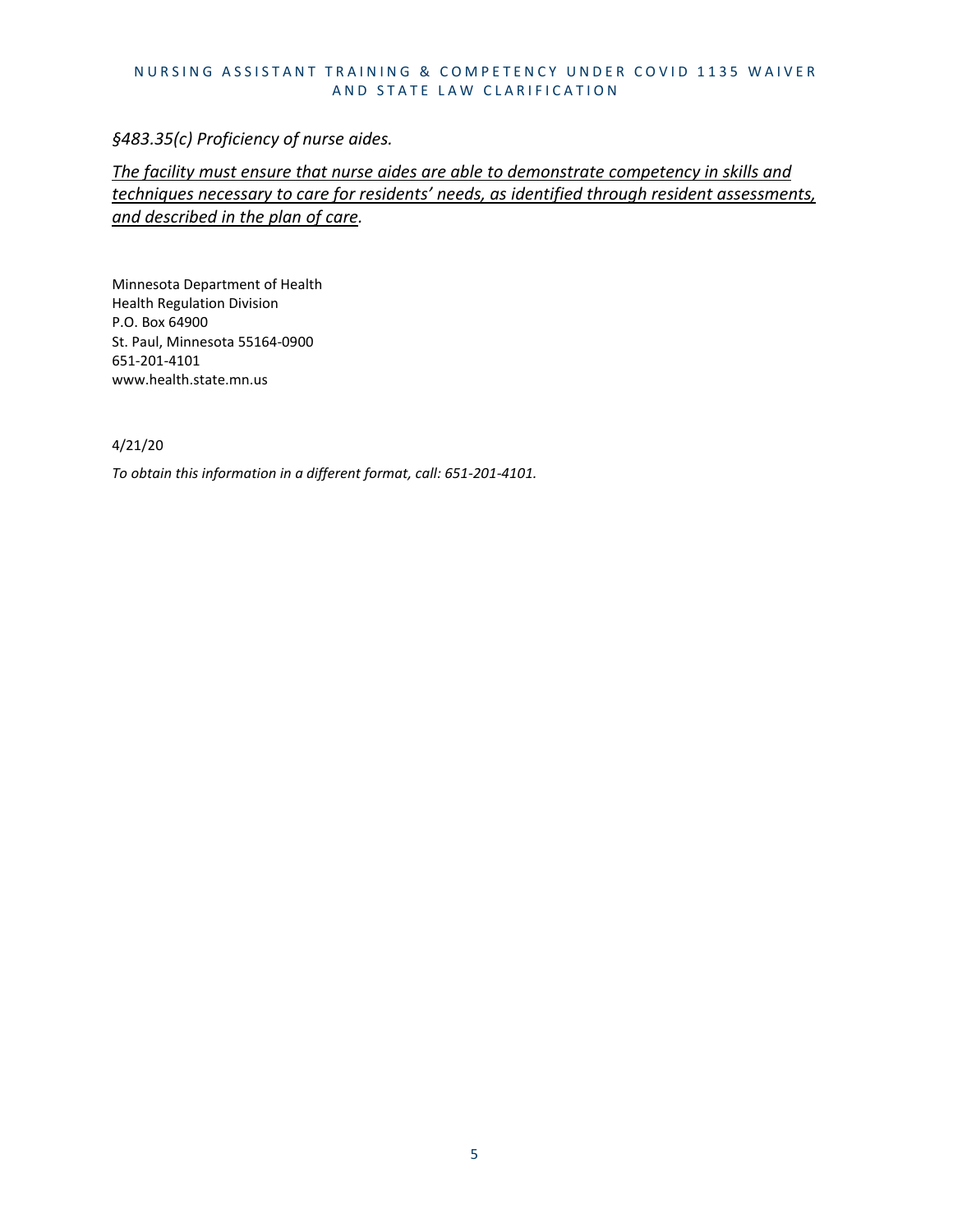*§483.35(c) Proficiency of nurse aides.*

*<u>The facility must ensure that nurse aides are able to demonstrate competency in skills and techniques necessary to care for residents' needs, as identified through resident assessments, and described in the plan of care</u>.*

Minnesota Department of Health  
Health Regulation Division  
P.O. Box 64900  
St. Paul, Minnesota 55164-0900  
651-201-4101  
www.health.state.mn.us

4/21/20

*To obtain this information in a different format, call: 651-201-4101.*